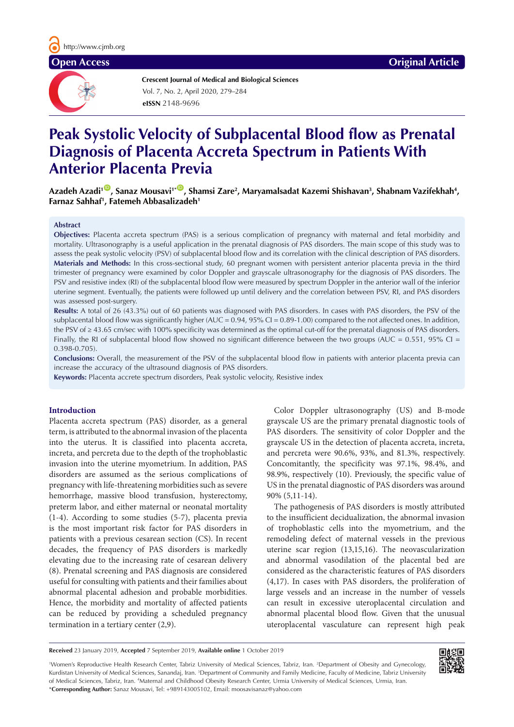Open Access | Original Article

**Crescent Journal of Medical and Biological Sciences**
Vol. 7, No. 2, April 2020, 279–284
**eISSN** 2148-9696

# Peak Systolic Velocity of Subplacental Blood flow as Prenatal Diagnosis of Placenta Accreta Spectrum in Patients With Anterior Placenta Previa

**Azadeh Azadi[1], Sanaz Mousavi[1*], Shamsi Zare[2], Maryamalsadat Kazemi Shishavan[3], Shabnam Vazifekhah[4], Farnaz Sahhaf[1], Fatemeh Abbasalizadeh[1]**

## Abstract

**Objectives:** Placenta accreta spectrum (PAS) is a serious complication of pregnancy with maternal and fetal morbidity and mortality. Ultrasonography is a useful application in the prenatal diagnosis of PAS disorders. The main scope of this study was to assess the peak systolic velocity (PSV) of subplacental blood flow and its correlation with the clinical description of PAS disorders.

**Materials and Methods:** In this cross-sectional study, 60 pregnant women with persistent anterior placenta previa in the third trimester of pregnancy were examined by color Doppler and grayscale ultrasonography for the diagnosis of PAS disorders. The PSV and resistive index (RI) of the subplacental blood flow were measured by spectrum Doppler in the anterior wall of the inferior uterine segment. Eventually, the patients were followed up until delivery and the correlation between PSV, RI, and PAS disorders was assessed post-surgery.

**Results:** A total of 26 (43.3%) out of 60 patients was diagnosed with PAS disorders. In cases with PAS disorders, the PSV of the subplacental blood flow was significantly higher (AUC = 0.94, 95% CI = 0.89-1.00) compared to the not affected ones. In addition, the PSV of ≥ 43.65 cm/sec with 100% specificity was determined as the optimal cut-off for the prenatal diagnosis of PAS disorders. Finally, the RI of subplacental blood flow showed no significant difference between the two groups (AUC = 0.551, 95% CI = 0.398-0.705).

**Conclusions:** Overall, the measurement of the PSV of the subplacental blood flow in patients with anterior placenta previa can increase the accuracy of the ultrasound diagnosis of PAS disorders.

**Keywords:** Placenta accrete spectrum disorders, Peak systolic velocity, Resistive index

## Introduction

Placenta accreta spectrum (PAS) disorder, as a general term, is attributed to the abnormal invasion of the placenta into the uterus. It is classified into placenta accreta, increta, and percreta due to the depth of the trophoblastic invasion into the uterine myometrium. In addition, PAS disorders are assumed as the serious complications of pregnancy with life-threatening morbidities such as severe hemorrhage, massive blood transfusion, hysterectomy, preterm labor, and either maternal or neonatal mortality (1-4). According to some studies (5-7), placenta previa is the most important risk factor for PAS disorders in patients with a previous cesarean section (CS). In recent decades, the frequency of PAS disorders is markedly elevating due to the increasing rate of cesarean delivery (8). Prenatal screening and PAS diagnosis are considered useful for consulting with patients and their families about abnormal placental adhesion and probable morbidities. Hence, the morbidity and mortality of affected patients can be reduced by providing a scheduled pregnancy termination in a tertiary center (2,9).

Color Doppler ultrasonography (US) and B-mode grayscale US are the primary prenatal diagnostic tools of PAS disorders. The sensitivity of color Doppler and the grayscale US in the detection of placenta accreta, increta, and percreta were 90.6%, 93%, and 81.3%, respectively. Concomitantly, the specificity was 97.1%, 98.4%, and 98.9%, respectively (10). Previously, the specific value of US in the prenatal diagnostic of PAS disorders was around 90% (5,11-14).

The pathogenesis of PAS disorders is mostly attributed to the insufficient decidualization, the abnormal invasion of trophoblastic cells into the myometrium, and the remodeling defect of maternal vessels in the previous uterine scar region (13,15,16). The neovascularization and abnormal vasodilation of the placental bed are considered as the characteristic features of PAS disorders (4,17). In cases with PAS disorders, the proliferation of large vessels and an increase in the number of vessels can result in excessive uteroplacental circulation and abnormal placental blood flow. Given that the unusual uteroplacental vasculature can represent high peak

**Received** 23 January 2019, **Accepted** 7 September 2019, **Available online** 1 October 2019

[1]Women's Reproductive Health Research Center, Tabriz University of Medical Sciences, Tabriz, Iran. [2]Department of Obesity and Gynecology, Kurdistan University of Medical Sciences, Sanandaj, Iran. [3]Department of Community and Family Medicine, Faculty of Medicine, Tabriz University of Medical Sciences, Tabriz, Iran. [4]Maternal and Childhood Obesity Research Center, Urmia University of Medical Sciences, Urmia, Iran.
*Corresponding Author: Sanaz Mousavi, Tel: +989143005102, Email: moosavisanaz@yahoo.com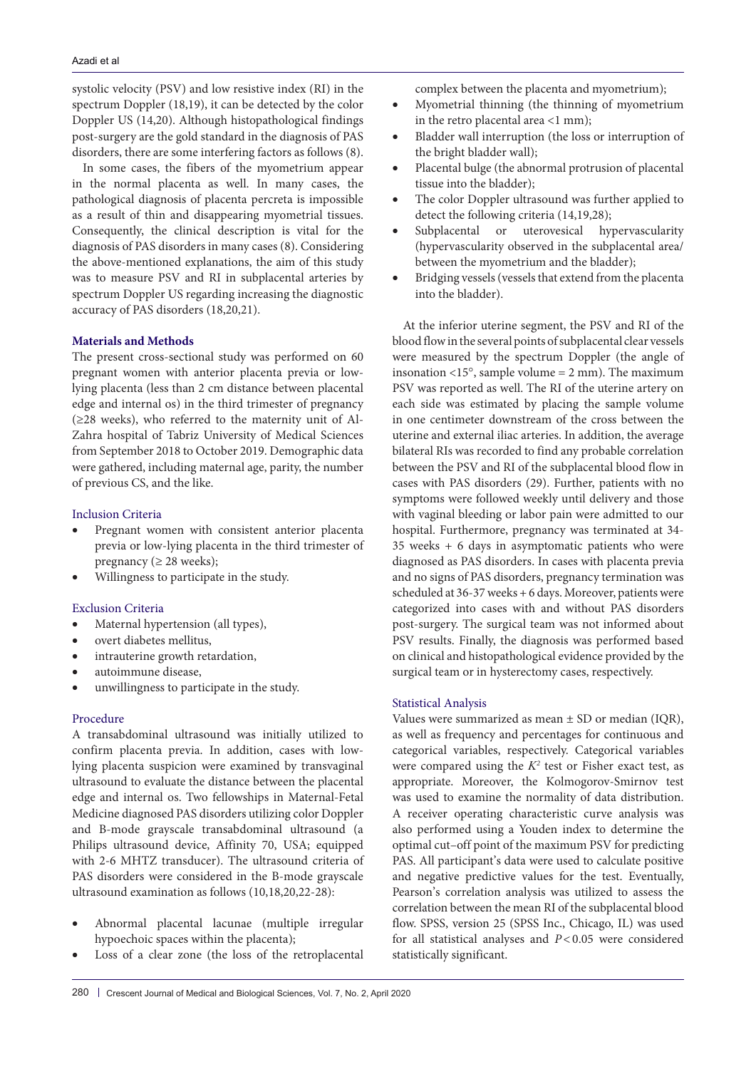systolic velocity (PSV) and low resistive index (RI) in the spectrum Doppler (18,19), it can be detected by the color Doppler US (14,20). Although histopathological findings post-surgery are the gold standard in the diagnosis of PAS disorders, there are some interfering factors as follows (8).

In some cases, the fibers of the myometrium appear in the normal placenta as well. In many cases, the pathological diagnosis of placenta percreta is impossible as a result of thin and disappearing myometrial tissues. Consequently, the clinical description is vital for the diagnosis of PAS disorders in many cases (8). Considering the above-mentioned explanations, the aim of this study was to measure PSV and RI in subplacental arteries by spectrum Doppler US regarding increasing the diagnostic accuracy of PAS disorders (18,20,21).

## Materials and Methods

The present cross-sectional study was performed on 60 pregnant women with anterior placenta previa or low-lying placenta (less than 2 cm distance between placental edge and internal os) in the third trimester of pregnancy (≥28 weeks), who referred to the maternity unit of Al-Zahra hospital of Tabriz University of Medical Sciences from September 2018 to October 2019. Demographic data were gathered, including maternal age, parity, the number of previous CS, and the like.

### Inclusion Criteria

- Pregnant women with consistent anterior placenta previa or low-lying placenta in the third trimester of pregnancy (≥ 28 weeks);
- Willingness to participate in the study.

### Exclusion Criteria

- Maternal hypertension (all types),
- overt diabetes mellitus,
- intrauterine growth retardation,
- autoimmune disease,
- unwillingness to participate in the study.

### Procedure

A transabdominal ultrasound was initially utilized to confirm placenta previa. In addition, cases with low-lying placenta suspicion were examined by transvaginal ultrasound to evaluate the distance between the placental edge and internal os. Two fellowships in Maternal-Fetal Medicine diagnosed PAS disorders utilizing color Doppler and B-mode grayscale transabdominal ultrasound (a Philips ultrasound device, Affinity 70, USA; equipped with 2-6 MHTZ transducer). The ultrasound criteria of PAS disorders were considered in the B-mode grayscale ultrasound examination as follows (10,18,20,22-28):

- Abnormal placental lacunae (multiple irregular hypoechoic spaces within the placenta);
- Loss of a clear zone (the loss of the retroplacental complex between the placenta and myometrium);
- Myometrial thinning (the thinning of myometrium in the retro placental area <1 mm);
- Bladder wall interruption (the loss or interruption of the bright bladder wall);
- Placental bulge (the abnormal protrusion of placental tissue into the bladder);
- The color Doppler ultrasound was further applied to detect the following criteria (14,19,28);
- Subplacental or uterovesical hypervascularity (hypervascularity observed in the subplacental area/ between the myometrium and the bladder);
- Bridging vessels (vessels that extend from the placenta into the bladder).

At the inferior uterine segment, the PSV and RI of the blood flow in the several points of subplacental clear vessels were measured by the spectrum Doppler (the angle of insonation <15°, sample volume = 2 mm). The maximum PSV was reported as well. The RI of the uterine artery on each side was estimated by placing the sample volume in one centimeter downstream of the cross between the uterine and external iliac arteries. In addition, the average bilateral RIs was recorded to find any probable correlation between the PSV and RI of the subplacental blood flow in cases with PAS disorders (29). Further, patients with no symptoms were followed weekly until delivery and those with vaginal bleeding or labor pain were admitted to our hospital. Furthermore, pregnancy was terminated at 34-35 weeks + 6 days in asymptomatic patients who were diagnosed as PAS disorders. In cases with placenta previa and no signs of PAS disorders, pregnancy termination was scheduled at 36-37 weeks + 6 days. Moreover, patients were categorized into cases with and without PAS disorders post-surgery. The surgical team was not informed about PSV results. Finally, the diagnosis was performed based on clinical and histopathological evidence provided by the surgical team or in hysterectomy cases, respectively.

### Statistical Analysis

Values were summarized as mean ± SD or median (IQR), as well as frequency and percentages for continuous and categorical variables, respectively. Categorical variables were compared using the $K^2$ test or Fisher exact test, as appropriate. Moreover, the Kolmogorov-Smirnov test was used to examine the normality of data distribution. A receiver operating characteristic curve analysis was also performed using a Youden index to determine the optimal cut–off point of the maximum PSV for predicting PAS. All participant's data were used to calculate positive and negative predictive values for the test. Eventually, Pearson's correlation analysis was utilized to assess the correlation between the mean RI of the subplacental blood flow. SPSS, version 25 (SPSS Inc., Chicago, IL) was used for all statistical analyses and $P < 0.05$ were considered statistically significant.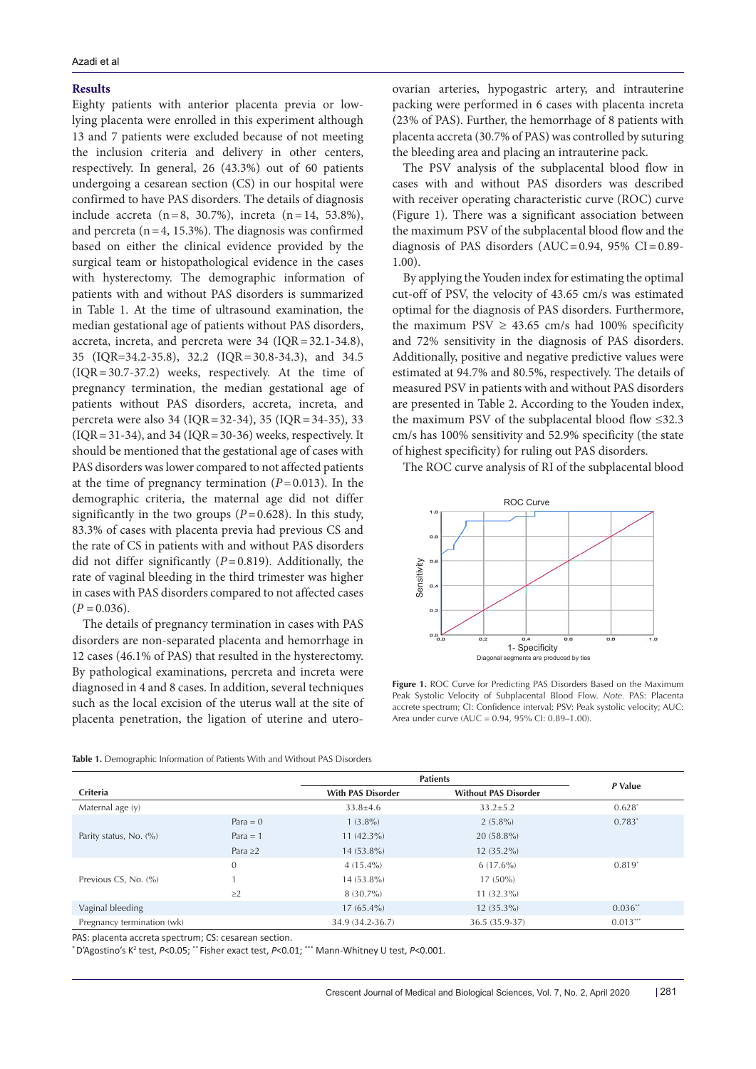## Results

Eighty patients with anterior placenta previa or low-lying placenta were enrolled in this experiment although 13 and 7 patients were excluded because of not meeting the inclusion criteria and delivery in other centers, respectively. In general, 26 (43.3%) out of 60 patients undergoing a cesarean section (CS) in our hospital were confirmed to have PAS disorders. The details of diagnosis include accreta (n = 8, 30.7%), increta (n = 14, 53.8%), and percreta (n = 4, 15.3%). The diagnosis was confirmed based on either the clinical evidence provided by the surgical team or histopathological evidence in the cases with hysterectomy. The demographic information of patients with and without PAS disorders is summarized in Table 1. At the time of ultrasound examination, the median gestational age of patients without PAS disorders, accreta, increta, and percreta were 34 (IQR = 32.1-34.8), 35 (IQR=34.2-35.8), 32.2 (IQR = 30.8-34.3), and 34.5 (IQR = 30.7-37.2) weeks, respectively. At the time of pregnancy termination, the median gestational age of patients without PAS disorders, accreta, increta, and percreta were also 34 (IQR = 32-34), 35 (IQR = 34-35), 33 (IQR = 31-34), and 34 (IQR = 30-36) weeks, respectively. It should be mentioned that the gestational age of cases with PAS disorders was lower compared to not affected patients at the time of pregnancy termination ($P$ = 0.013). In the demographic criteria, the maternal age did not differ significantly in the two groups ($P$ = 0.628). In this study, 83.3% of cases with placenta previa had previous CS and the rate of CS in patients with and without PAS disorders did not differ significantly ($P$ = 0.819). Additionally, the rate of vaginal bleeding in the third trimester was higher in cases with PAS disorders compared to not affected cases ($P$ = 0.036).

The details of pregnancy termination in cases with PAS disorders are non-separated placenta and hemorrhage in 12 cases (46.1% of PAS) that resulted in the hysterectomy. By pathological examinations, percreta and increta were diagnosed in 4 and 8 cases. In addition, several techniques such as the local excision of the uterus wall at the site of placenta penetration, the ligation of uterine and utero-ovarian arteries, hypogastric artery, and intrauterine packing were performed in 6 cases with placenta increta (23% of PAS). Further, the hemorrhage of 8 patients with placenta accreta (30.7% of PAS) was controlled by suturing the bleeding area and placing an intrauterine pack.

The PSV analysis of the subplacental blood flow in cases with and without PAS disorders was described with receiver operating characteristic curve (ROC) curve (Figure 1). There was a significant association between the maximum PSV of the subplacental blood flow and the diagnosis of PAS disorders (AUC = 0.94, 95% CI = 0.89-1.00).

By applying the Youden index for estimating the optimal cut-off of PSV, the velocity of 43.65 cm/s was estimated optimal for the diagnosis of PAS disorders. Furthermore, the maximum PSV ≥ 43.65 cm/s had 100% specificity and 72% sensitivity in the diagnosis of PAS disorders. Additionally, positive and negative predictive values were estimated at 94.7% and 80.5%, respectively. The details of measured PSV in patients with and without PAS disorders are presented in Table 2. According to the Youden index, the maximum PSV of the subplacental blood flow ≤32.3 cm/s has 100% sensitivity and 52.9% specificity (the state of highest specificity) for ruling out PAS disorders.

The ROC curve analysis of RI of the subplacental blood

**Figure 1.** ROC Curve for Predicting PAS Disorders Based on the Maximum Peak Systolic Velocity of Subplacental Blood Flow. *Note.* PAS: Placenta accrete spectrum; CI: Confidence interval; PSV: Peak systolic velocity; AUC: Area under curve (AUC = 0.94, 95% CI: 0.89–1.00).

**Table 1.** Demographic Information of Patients With and Without PAS Disorders

| Criteria | | Patients | | *P* Value |
|---|---|---|---|---|
| | | With PAS Disorder | Without PAS Disorder | |
| Maternal age (y) | | 33.8±4.6 | 33.2±5.2 | 0.628* |
| Parity status, No. (%) | Para = 0 | 1 (3.8%) | 2 (5.8%) | 0.783* |
| | Para = 1 | 11 (42.3%) | 20 (58.8%) | |
| | Para ≥2 | 14 (53.8%) | 12 (35.2%) | |
| Previous CS, No. (%) | 0 | 4 (15.4%) | 6 (17.6%) | 0.819* |
| | 1 | 14 (53.8%) | 17 (50%) | |
| | ≥2 | 8 (30.7%) | 11 (32.3%) | |
| Vaginal bleeding | | 17 (65.4%) | 12 (35.3%) | 0.036** |
| Pregnancy termination (wk) | | 34.9 (34.2-36.7) | 36.5 (35.9-37) | 0.013*** |

PAS: placenta accreta spectrum; CS: cesarean section.

* D'Agostino's $K^2$ test, $P$<0.05; ** Fisher exact test, $P$<0.01; *** Mann-Whitney U test, $P$<0.001.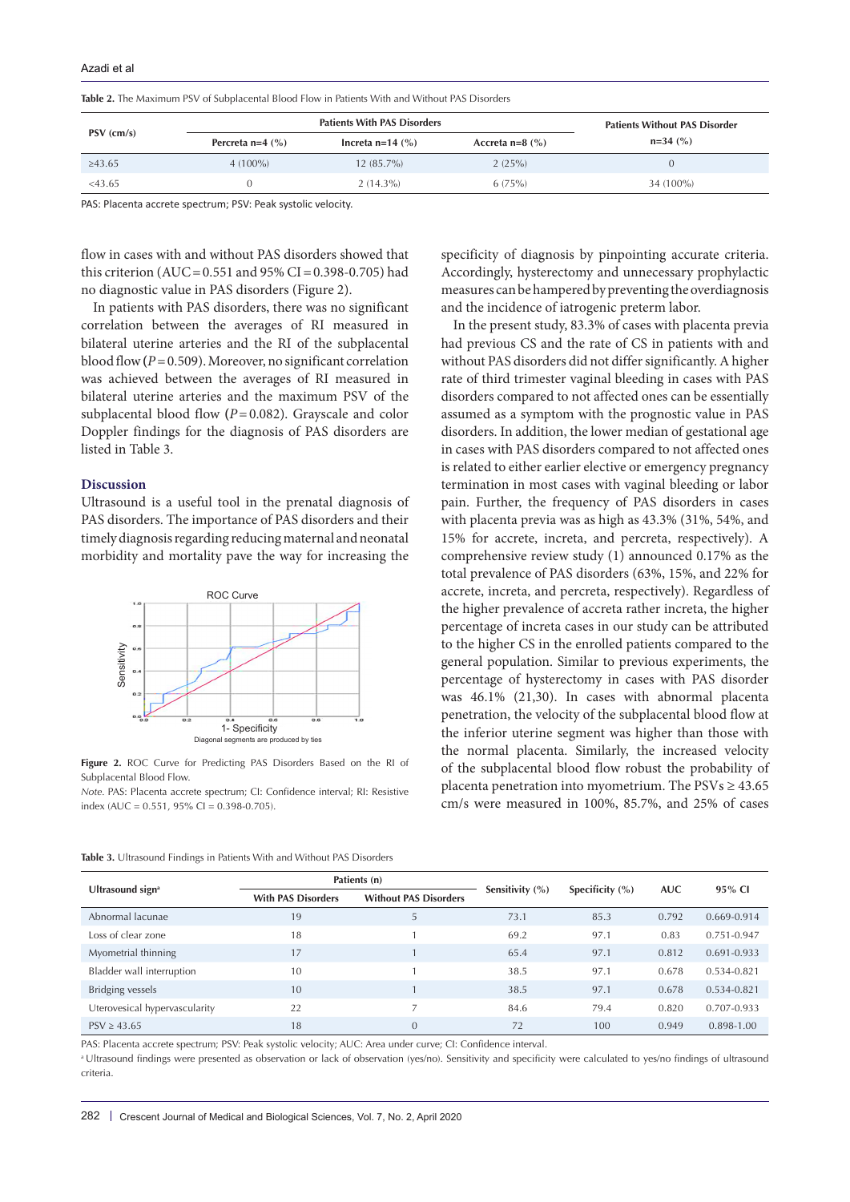Table 2. The Maximum PSV of Subplacental Blood Flow in Patients With and Without PAS Disorders

| PSV (cm/s) | Patients With PAS Disorders | | | Patients Without PAS Disorder n=34 (%) |
|---|---|---|---|---|
| | Percreta n=4 (%) | Increta n=14 (%) | Accreta n=8 (%) | |
| ≥43.65 | 4 (100%) | 12 (85.7%) | 2 (25%) | 0 |
| <43.65 | 0 | 2 (14.3%) | 6 (75%) | 34 (100%) |

PAS: Placenta accrete spectrum; PSV: Peak systolic velocity.

flow in cases with and without PAS disorders showed that this criterion (AUC = 0.551 and 95% CI = 0.398-0.705) had no diagnostic value in PAS disorders (Figure 2).

In patients with PAS disorders, there was no significant correlation between the averages of RI measured in bilateral uterine arteries and the RI of the subplacental blood flow ($P = 0.509$). Moreover, no significant correlation was achieved between the averages of RI measured in bilateral uterine arteries and the maximum PSV of the subplacental blood flow ($P = 0.082$). Grayscale and color Doppler findings for the diagnosis of PAS disorders are listed in Table 3.

## Discussion

Ultrasound is a useful tool in the prenatal diagnosis of PAS disorders. The importance of PAS disorders and their timely diagnosis regarding reducing maternal and neonatal morbidity and mortality pave the way for increasing the specificity of diagnosis by pinpointing accurate criteria. Accordingly, hysterectomy and unnecessary prophylactic measures can be hampered by preventing the overdiagnosis and the incidence of iatrogenic preterm labor.

**Figure 2.** ROC Curve for Predicting PAS Disorders Based on the RI of Subplacental Blood Flow.

*Note.* PAS: Placenta accrete spectrum; CI: Confidence interval; RI: Resistive index (AUC = 0.551, 95% CI = 0.398-0.705).

In the present study, 83.3% of cases with placenta previa had previous CS and the rate of CS in patients with and without PAS disorders did not differ significantly. A higher rate of third trimester vaginal bleeding in cases with PAS disorders compared to not affected ones can be essentially assumed as a symptom with the prognostic value in PAS disorders. In addition, the lower median of gestational age in cases with PAS disorders compared to not affected ones is related to either earlier elective or emergency pregnancy termination in most cases with vaginal bleeding or labor pain. Further, the frequency of PAS disorders in cases with placenta previa was as high as 43.3% (31%, 54%, and 15% for accrete, increta, and percreta, respectively). A comprehensive review study (1) announced 0.17% as the total prevalence of PAS disorders (63%, 15%, and 22% for accrete, increta, and percreta, respectively). Regardless of the higher prevalence of accreta rather increta, the higher percentage of increta cases in our study can be attributed to the higher CS in the enrolled patients compared to the general population. Similar to previous experiments, the percentage of hysterectomy in cases with PAS disorder was 46.1% (21,30). In cases with abnormal placenta penetration, the velocity of the subplacental blood flow at the inferior uterine segment was higher than those with the normal placenta. Similarly, the increased velocity of the subplacental blood flow robust the probability of placenta penetration into myometrium. The PSVs ≥ 43.65 cm/s were measured in 100%, 85.7%, and 25% of cases

Table 3. Ultrasound Findings in Patients With and Without PAS Disorders

| Ultrasound sign[a] | Patients (n) | | Sensitivity (%) | Specificity (%) | AUC | 95% CI |
|---|---|---|---|---|---|---|
| | With PAS Disorders | Without PAS Disorders | | | | |
| Abnormal lacunae | 19 | 5 | 73.1 | 85.3 | 0.792 | 0.669-0.914 |
| Loss of clear zone | 18 | 1 | 69.2 | 97.1 | 0.83 | 0.751-0.947 |
| Myometrial thinning | 17 | 1 | 65.4 | 97.1 | 0.812 | 0.691-0.933 |
| Bladder wall interruption | 10 | 1 | 38.5 | 97.1 | 0.678 | 0.534-0.821 |
| Bridging vessels | 10 | 1 | 38.5 | 97.1 | 0.678 | 0.534-0.821 |
| Uterovesical hypervascularity | 22 | 7 | 84.6 | 79.4 | 0.820 | 0.707-0.933 |
| PSV ≥ 43.65 | 18 | 0 | 72 | 100 | 0.949 | 0.898-1.00 |

PAS: Placenta accrete spectrum; PSV: Peak systolic velocity; AUC: Area under curve; CI: Confidence interval.

[a] Ultrasound findings were presented as observation or lack of observation (yes/no). Sensitivity and specificity were calculated to yes/no findings of ultrasound criteria.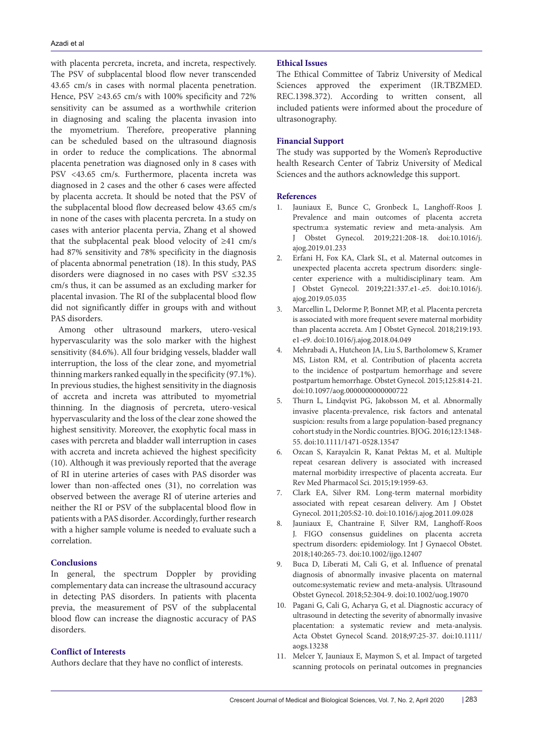with placenta percreta, increta, and increta, respectively. The PSV of subplacental blood flow never transcended 43.65 cm/s in cases with normal placenta penetration. Hence, PSV ≥43.65 cm/s with 100% specificity and 72% sensitivity can be assumed as a worthwhile criterion in diagnosing and scaling the placenta invasion into the myometrium. Therefore, preoperative planning can be scheduled based on the ultrasound diagnosis in order to reduce the complications. The abnormal placenta penetration was diagnosed only in 8 cases with PSV <43.65 cm/s. Furthermore, placenta increta was diagnosed in 2 cases and the other 6 cases were affected by placenta accreta. It should be noted that the PSV of the subplacental blood flow decreased below 43.65 cm/s in none of the cases with placenta percreta. In a study on cases with anterior placenta pervia, Zhang et al showed that the subplacental peak blood velocity of ≥41 cm/s had 87% sensitivity and 78% specificity in the diagnosis of placenta abnormal penetration (18). In this study, PAS disorders were diagnosed in no cases with PSV ≤32.35 cm/s thus, it can be assumed as an excluding marker for placental invasion. The RI of the subplacental blood flow did not significantly differ in groups with and without PAS disorders.

Among other ultrasound markers, utero-vesical hypervascularity was the solo marker with the highest sensitivity (84.6%). All four bridging vessels, bladder wall interruption, the loss of the clear zone, and myometrial thinning markers ranked equally in the specificity (97.1%). In previous studies, the highest sensitivity in the diagnosis of accreta and increta was attributed to myometrial thinning. In the diagnosis of percreta, utero-vesical hypervascularity and the loss of the clear zone showed the highest sensitivity. Moreover, the exophytic focal mass in cases with percreta and bladder wall interruption in cases with accreta and increta achieved the highest specificity (10). Although it was previously reported that the average of RI in uterine arteries of cases with PAS disorder was lower than non-affected ones (31), no correlation was observed between the average RI of uterine arteries and neither the RI or PSV of the subplacental blood flow in patients with a PAS disorder. Accordingly, further research with a higher sample volume is needed to evaluate such a correlation.

## Conclusions

In general, the spectrum Doppler by providing complementary data can increase the ultrasound accuracy in detecting PAS disorders. In patients with placenta previa, the measurement of PSV of the subplacental blood flow can increase the diagnostic accuracy of PAS disorders.

## Conflict of Interests

Authors declare that they have no conflict of interests.

## Ethical Issues

The Ethical Committee of Tabriz University of Medical Sciences approved the experiment (IR.TBZMED.REC.1398.372). According to written consent, all included patients were informed about the procedure of ultrasonography.

## Financial Support

The study was supported by the Women's Reproductive health Research Center of Tabriz University of Medical Sciences and the authors acknowledge this support.

## References

1. Jauniaux E, Bunce C, Gronbeck L, Langhoff-Roos J. Prevalence and main outcomes of placenta accreta spectrum:a systematic review and meta-analysis. Am J Obstet Gynecol. 2019;221:208-18. doi:10.1016/j.ajog.2019.01.233
2. Erfani H, Fox KA, Clark SL, et al. Maternal outcomes in unexpected placenta accreta spectrum disorders: single-center experience with a multidisciplinary team. Am J Obstet Gynecol. 2019;221:337.e1-.e5. doi:10.1016/j.ajog.2019.05.035
3. Marcellin L, Delorme P, Bonnet MP, et al. Placenta percreta is associated with more frequent severe maternal morbidity than placenta accreta. Am J Obstet Gynecol. 2018;219:193.e1-e9. doi:10.1016/j.ajog.2018.04.049
4. Mehrabadi A, Hutcheon JA, Liu S, Bartholomew S, Kramer MS, Liston RM, et al. Contribution of placenta accreta to the incidence of postpartum hemorrhage and severe postpartum hemorrhage. Obstet Gynecol. 2015;125:814-21. doi:10.1097/aog.0000000000000722
5. Thurn L, Lindqvist PG, Jakobsson M, et al. Abnormally invasive placenta-prevalence, risk factors and antenatal suspicion: results from a large population-based pregnancy cohort study in the Nordic countries. BJOG. 2016;123:1348-55. doi:10.1111/1471-0528.13547
6. Ozcan S, Karayalcin R, Kanat Pektas M, et al. Multiple repeat cesarean delivery is associated with increased maternal morbidity irrespective of placenta accreata. Eur Rev Med Pharmacol Sci. 2015;19:1959-63.
7. Clark EA, Silver RM. Long-term maternal morbidity associated with repeat cesarean delivery. Am J Obstet Gynecol. 2011;205:S2-10. doi:10.1016/j.ajog.2011.09.028
8. Jauniaux E, Chantraine F, Silver RM, Langhoff-Roos J. FIGO consensus guidelines on placenta accreta spectrum disorders: epidemiology. Int J Gynaecol Obstet. 2018;140:265-73. doi:10.1002/ijgo.12407
9. Buca D, Liberati M, Cali G, et al. Influence of prenatal diagnosis of abnormally invasive placenta on maternal outcome:systematic review and meta-analysis. Ultrasound Obstet Gynecol. 2018;52:304-9. doi:10.1002/uog.19070
10. Pagani G, Cali G, Acharya G, et al. Diagnostic accuracy of ultrasound in detecting the severity of abnormally invasive placentation: a systematic review and meta-analysis. Acta Obstet Gynecol Scand. 2018;97:25-37. doi:10.1111/aogs.13238
11. Melcer Y, Jauniaux E, Maymon S, et al. Impact of targeted scanning protocols on perinatal outcomes in pregnancies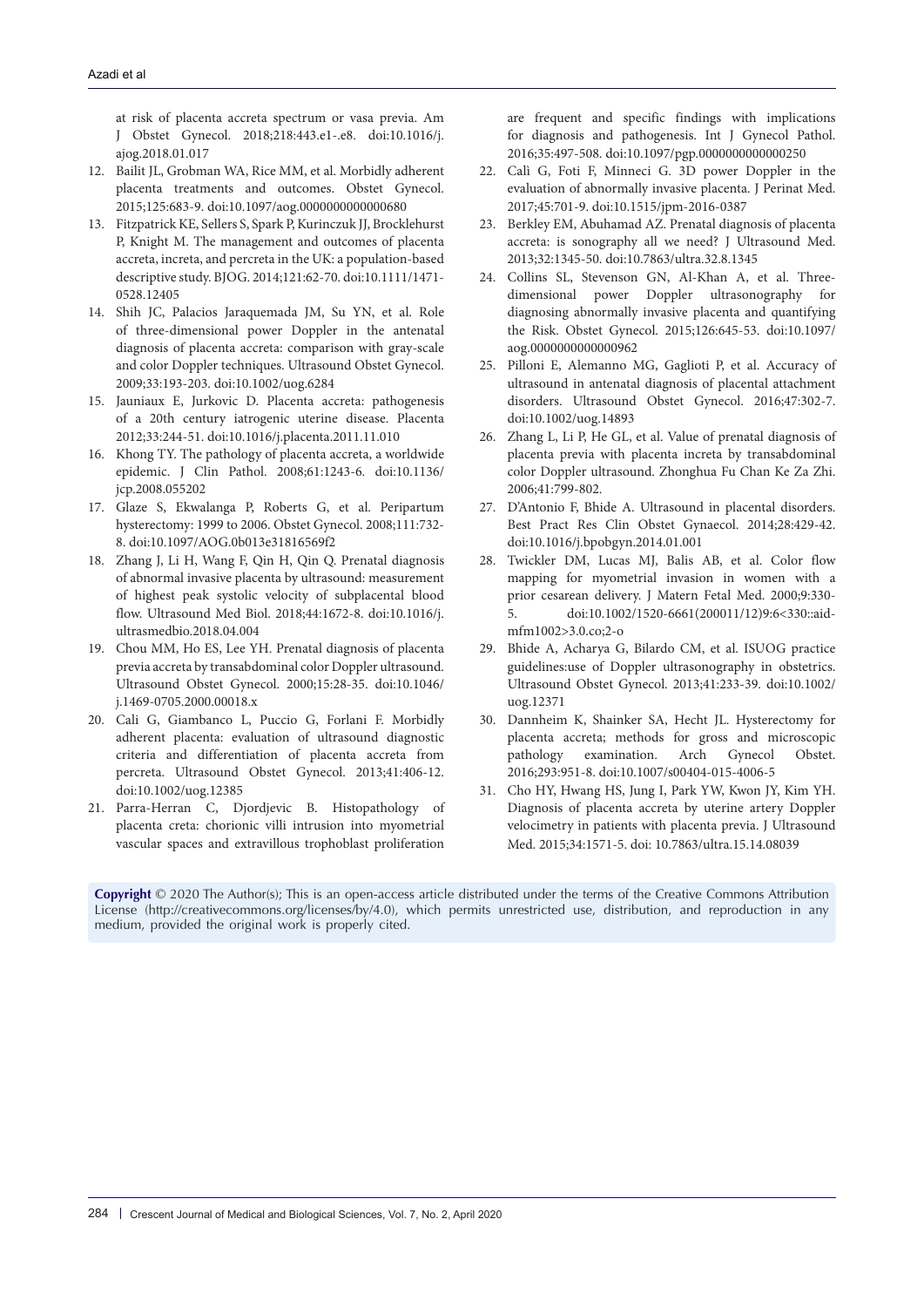at risk of placenta accreta spectrum or vasa previa. Am J Obstet Gynecol. 2018;218:443.e1-.e8. doi:10.1016/j.ajog.2018.01.017

12. Bailit JL, Grobman WA, Rice MM, et al. Morbidly adherent placenta treatments and outcomes. Obstet Gynecol. 2015;125:683-9. doi:10.1097/aog.0000000000000680
13. Fitzpatrick KE, Sellers S, Spark P, Kurinczuk JJ, Brocklehurst P, Knight M. The management and outcomes of placenta accreta, increta, and percreta in the UK: a population-based descriptive study. BJOG. 2014;121:62-70. doi:10.1111/1471-0528.12405
14. Shih JC, Palacios Jaraquemada JM, Su YN, et al. Role of three-dimensional power Doppler in the antenatal diagnosis of placenta accreta: comparison with gray-scale and color Doppler techniques. Ultrasound Obstet Gynecol. 2009;33:193-203. doi:10.1002/uog.6284
15. Jauniaux E, Jurkovic D. Placenta accreta: pathogenesis of a 20th century iatrogenic uterine disease. Placenta 2012;33:244-51. doi:10.1016/j.placenta.2011.11.010
16. Khong TY. The pathology of placenta accreta, a worldwide epidemic. J Clin Pathol. 2008;61:1243-6. doi:10.1136/jcp.2008.055202
17. Glaze S, Ekwalanga P, Roberts G, et al. Peripartum hysterectomy: 1999 to 2006. Obstet Gynecol. 2008;111:732-8. doi:10.1097/AOG.0b013e31816569f2
18. Zhang J, Li H, Wang F, Qin H, Qin Q. Prenatal diagnosis of abnormal invasive placenta by ultrasound: measurement of highest peak systolic velocity of subplacental blood flow. Ultrasound Med Biol. 2018;44:1672-8. doi:10.1016/j.ultrasmedbio.2018.04.004
19. Chou MM, Ho ES, Lee YH. Prenatal diagnosis of placenta previa accreta by transabdominal color Doppler ultrasound. Ultrasound Obstet Gynecol. 2000;15:28-35. doi:10.1046/j.1469-0705.2000.00018.x
20. Cali G, Giambanco L, Puccio G, Forlani F. Morbidly adherent placenta: evaluation of ultrasound diagnostic criteria and differentiation of placenta accreta from percreta. Ultrasound Obstet Gynecol. 2013;41:406-12. doi:10.1002/uog.12385
21. Parra-Herran C, Djordjevic B. Histopathology of placenta creta: chorionic villi intrusion into myometrial vascular spaces and extravillous trophoblast proliferation are frequent and specific findings with implications for diagnosis and pathogenesis. Int J Gynecol Pathol. 2016;35:497-508. doi:10.1097/pgp.0000000000000250
22. Calì G, Foti F, Minneci G. 3D power Doppler in the evaluation of abnormally invasive placenta. J Perinat Med. 2017;45:701-9. doi:10.1515/jpm-2016-0387
23. Berkley EM, Abuhamad AZ. Prenatal diagnosis of placenta accreta: is sonography all we need? J Ultrasound Med. 2013;32:1345-50. doi:10.7863/ultra.32.8.1345
24. Collins SL, Stevenson GN, Al-Khan A, et al. Three-dimensional power Doppler ultrasonography for diagnosing abnormally invasive placenta and quantifying the Risk. Obstet Gynecol. 2015;126:645-53. doi:10.1097/aog.0000000000000962
25. Pilloni E, Alemanno MG, Gaglioti P, et al. Accuracy of ultrasound in antenatal diagnosis of placental attachment disorders. Ultrasound Obstet Gynecol. 2016;47:302-7. doi:10.1002/uog.14893
26. Zhang L, Li P, He GL, et al. Value of prenatal diagnosis of placenta previa with placenta increta by transabdominal color Doppler ultrasound. Zhonghua Fu Chan Ke Za Zhi. 2006;41:799-802.
27. D'Antonio F, Bhide A. Ultrasound in placental disorders. Best Pract Res Clin Obstet Gynaecol. 2014;28:429-42. doi:10.1016/j.bpobgyn.2014.01.001
28. Twickler DM, Lucas MJ, Balis AB, et al. Color flow mapping for myometrial invasion in women with a prior cesarean delivery. J Matern Fetal Med. 2000;9:330-5. doi:10.1002/1520-6661(200011/12)9:6<330::aid-mfm1002>3.0.co;2-o
29. Bhide A, Acharya G, Bilardo CM, et al. ISUOG practice guidelines:use of Doppler ultrasonography in obstetrics. Ultrasound Obstet Gynecol. 2013;41:233-39. doi:10.1002/uog.12371
30. Dannheim K, Shainker SA, Hecht JL. Hysterectomy for placenta accreta; methods for gross and microscopic pathology examination. Arch Gynecol Obstet. 2016;293:951-8. doi:10.1007/s00404-015-4006-5
31. Cho HY, Hwang HS, Jung I, Park YW, Kwon JY, Kim YH. Diagnosis of placenta accreta by uterine artery Doppler velocimetry in patients with placenta previa. J Ultrasound Med. 2015;34:1571-5. doi: 10.7863/ultra.15.14.08039

**Copyright** © 2020 The Author(s); This is an open-access article distributed under the terms of the Creative Commons Attribution License (http://creativecommons.org/licenses/by/4.0), which permits unrestricted use, distribution, and reproduction in any medium, provided the original work is properly cited.